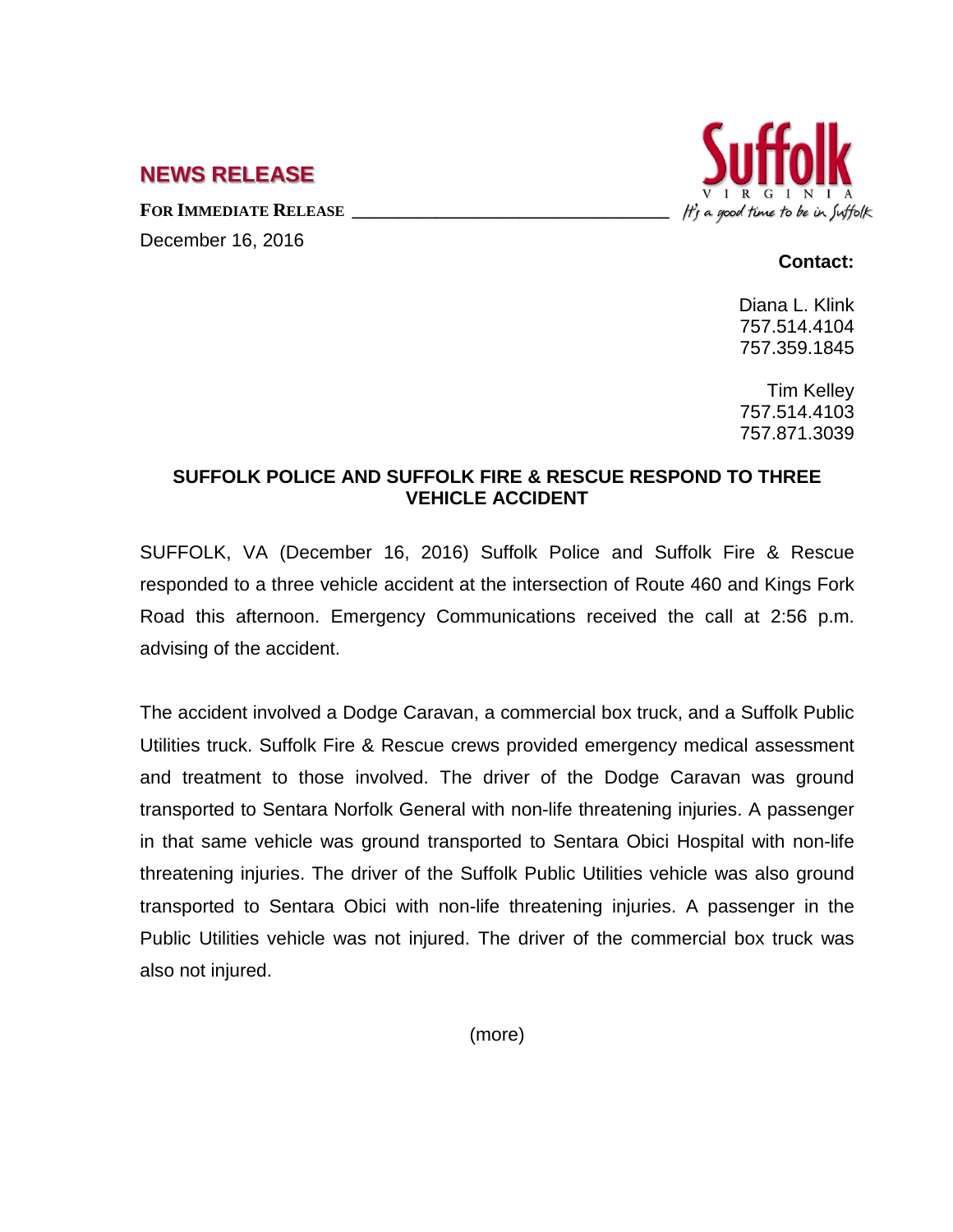## NEWS RELEASE

**FOR IMMEDIATE RELEASE**

December 16, 2016

Suffolk VIRGINIA *It's a good time to be in Suffolk*

**Contact:**

Diana L. Klink
757.514.4104
757.359.1845

Tim Kelley
757.514.4103
757.871.3039

### SUFFOLK POLICE AND SUFFOLK FIRE & RESCUE RESPOND TO THREE VEHICLE ACCIDENT

SUFFOLK, VA (December 16, 2016) Suffolk Police and Suffolk Fire & Rescue responded to a three vehicle accident at the intersection of Route 460 and Kings Fork Road this afternoon. Emergency Communications received the call at 2:56 p.m. advising of the accident.

The accident involved a Dodge Caravan, a commercial box truck, and a Suffolk Public Utilities truck. Suffolk Fire & Rescue crews provided emergency medical assessment and treatment to those involved. The driver of the Dodge Caravan was ground transported to Sentara Norfolk General with non-life threatening injuries. A passenger in that same vehicle was ground transported to Sentara Obici Hospital with non-life threatening injuries. The driver of the Suffolk Public Utilities vehicle was also ground transported to Sentara Obici with non-life threatening injuries. A passenger in the Public Utilities vehicle was not injured. The driver of the commercial box truck was also not injured.

(more)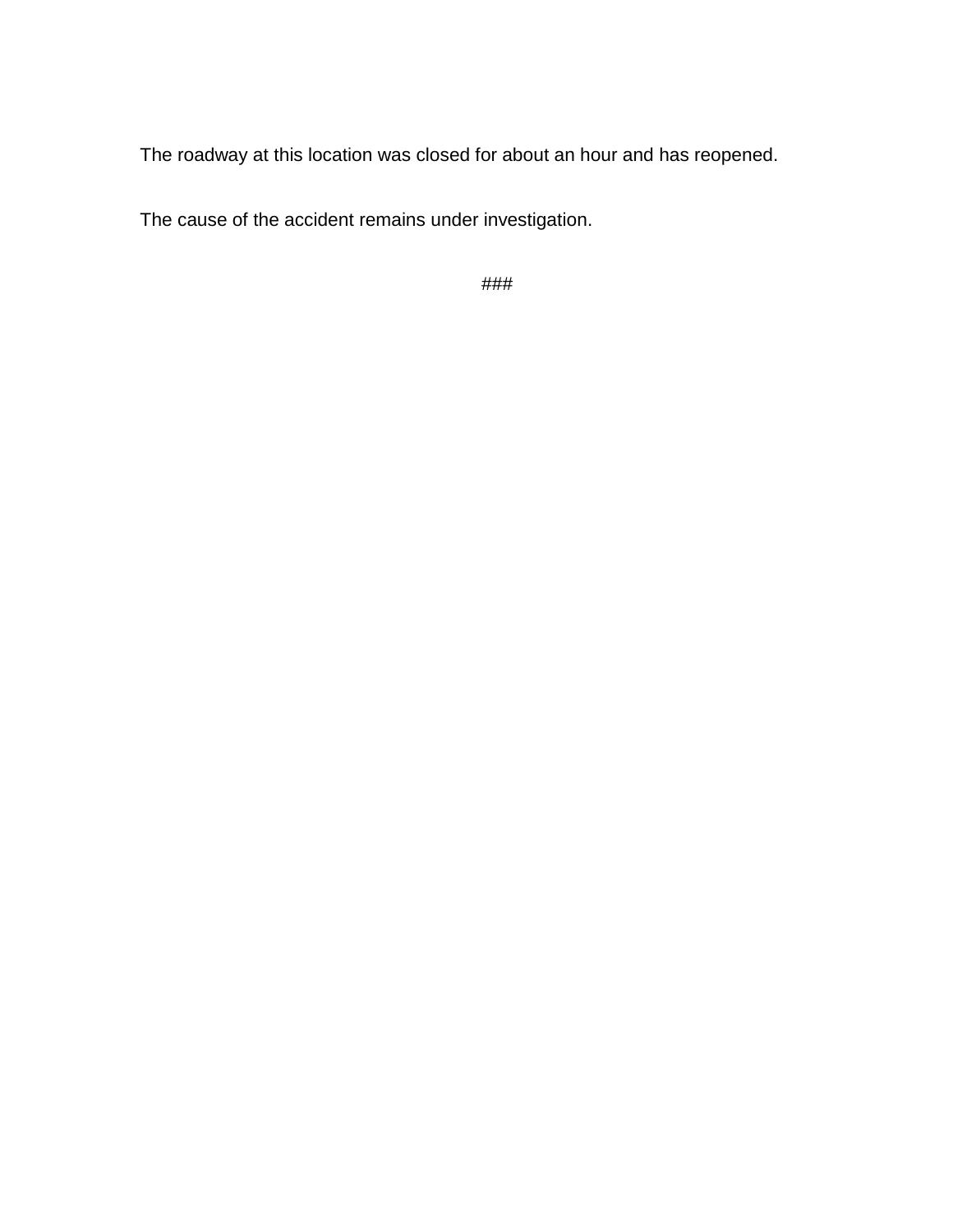The roadway at this location was closed for about an hour and has reopened.

The cause of the accident remains under investigation.

###